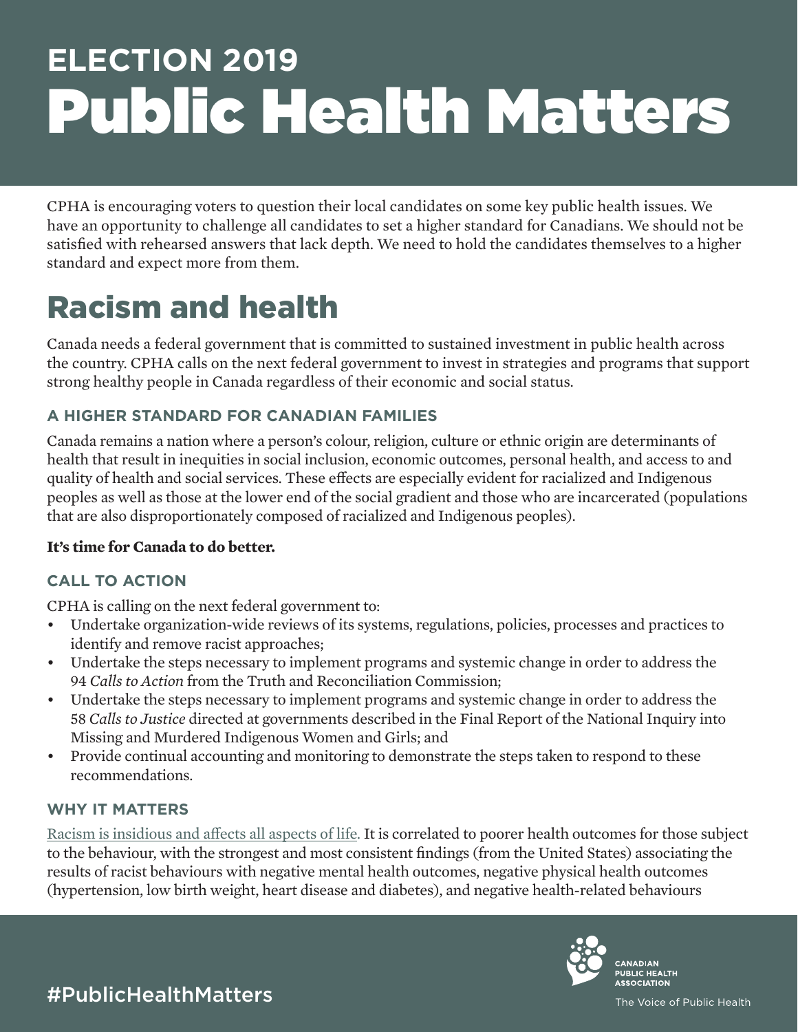# ELECTION 2019 Public Health Matters

CPHA is encouraging voters to question their local candidates on some key public health issues. We have an opportunity to challenge all candidates to set a higher standard for Canadians. We should not be satisfied with rehearsed answers that lack depth. We need to hold the candidates themselves to a higher standard and expect more from them.

## Racism and health

Canada needs a federal government that is committed to sustained investment in public health across the country. CPHA calls on the next federal government to invest in strategies and programs that support strong healthy people in Canada regardless of their economic and social status.

### A HIGHER STANDARD FOR CANADIAN FAMILIES

Canada remains a nation where a person's colour, religion, culture or ethnic origin are determinants of health that result in inequities in social inclusion, economic outcomes, personal health, and access to and quality of health and social services. These effects are especially evident for racialized and Indigenous peoples as well as those at the lower end of the social gradient and those who are incarcerated (populations that are also disproportionately composed of racialized and Indigenous peoples).

**It's time for Canada to do better.**

### CALL TO ACTION

CPHA is calling on the next federal government to:

- Undertake organization-wide reviews of its systems, regulations, policies, processes and practices to identify and remove racist approaches;
- Undertake the steps necessary to implement programs and systemic change in order to address the 94 *Calls to Action* from the Truth and Reconciliation Commission;
- Undertake the steps necessary to implement programs and systemic change in order to address the 58 *Calls to Justice* directed at governments described in the Final Report of the National Inquiry into Missing and Murdered Indigenous Women and Girls; and
- Provide continual accounting and monitoring to demonstrate the steps taken to respond to these recommendations.

### WHY IT MATTERS

Racism is insidious and affects all aspects of life. It is correlated to poorer health outcomes for those subject to the behaviour, with the strongest and most consistent findings (from the United States) associating the results of racist behaviours with negative mental health outcomes, negative physical health outcomes (hypertension, low birth weight, heart disease and diabetes), and negative health-related behaviours

#PublicHealthMatters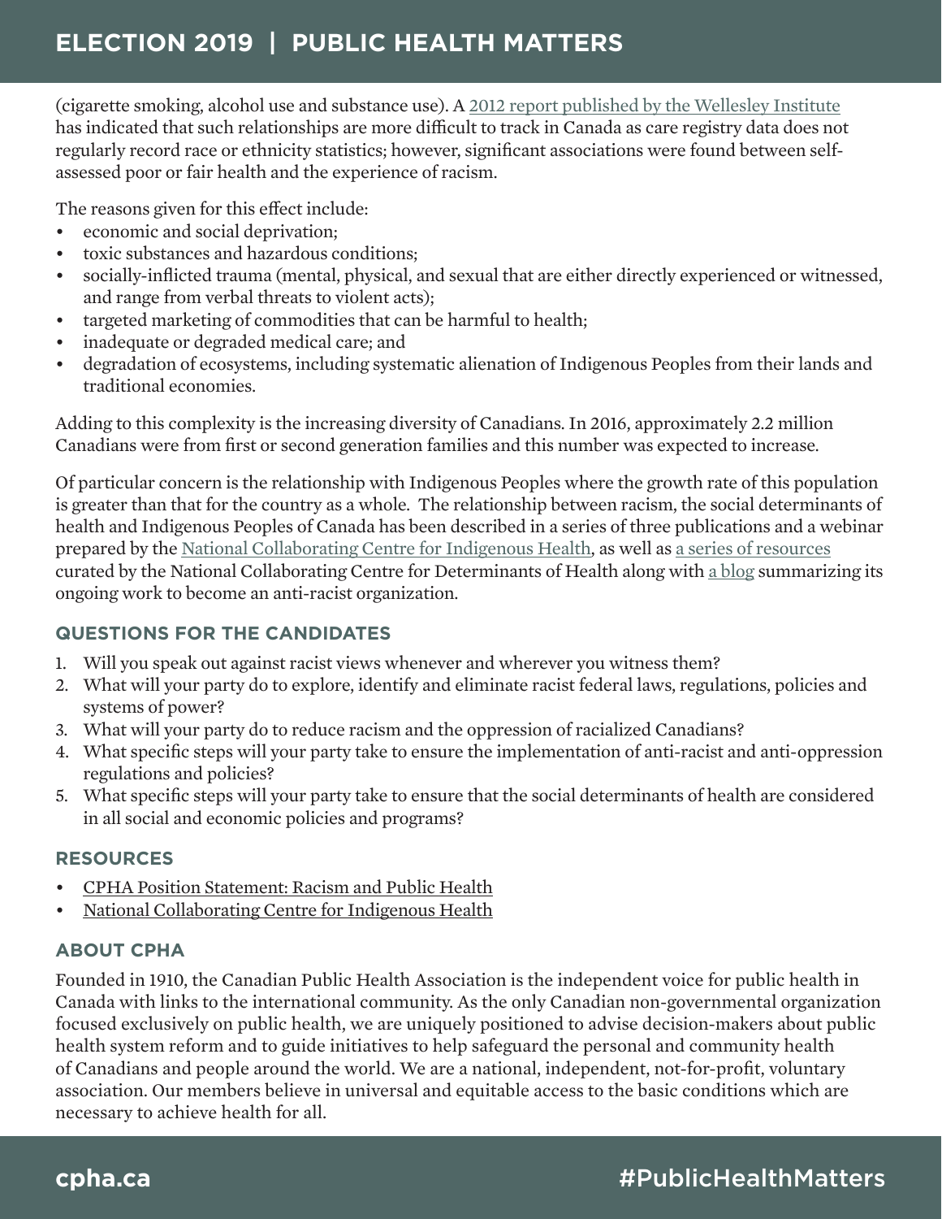(cigarette smoking, alcohol use and substance use). A [2012 report published by the Wellesley Institute] has indicated that such relationships are more difficult to track in Canada as care registry data does not regularly record race or ethnicity statistics; however, significant associations were found between self-assessed poor or fair health and the experience of racism.

The reasons given for this effect include:

- economic and social deprivation;
- toxic substances and hazardous conditions;
- socially-inflicted trauma (mental, physical, and sexual that are either directly experienced or witnessed, and range from verbal threats to violent acts);
- targeted marketing of commodities that can be harmful to health;
- inadequate or degraded medical care; and
- degradation of ecosystems, including systematic alienation of Indigenous Peoples from their lands and traditional economies.

Adding to this complexity is the increasing diversity of Canadians. In 2016, approximately 2.2 million Canadians were from first or second generation families and this number was expected to increase.

Of particular concern is the relationship with Indigenous Peoples where the growth rate of this population is greater than that for the country as a whole. The relationship between racism, the social determinants of health and Indigenous Peoples of Canada has been described in a series of three publications and a webinar prepared by the National Collaborating Centre for Indigenous Health, as well as a series of resources curated by the National Collaborating Centre for Determinants of Health along with a blog summarizing its ongoing work to become an anti-racist organization.

## QUESTIONS FOR THE CANDIDATES

1. Will you speak out against racist views whenever and wherever you witness them?
2. What will your party do to explore, identify and eliminate racist federal laws, regulations, policies and systems of power?
3. What will your party do to reduce racism and the oppression of racialized Canadians?
4. What specific steps will your party take to ensure the implementation of anti-racist and anti-oppression regulations and policies?
5. What specific steps will your party take to ensure that the social determinants of health are considered in all social and economic policies and programs?

## RESOURCES

- CPHA Position Statement: Racism and Public Health
- National Collaborating Centre for Indigenous Health

## ABOUT CPHA

Founded in 1910, the Canadian Public Health Association is the independent voice for public health in Canada with links to the international community. As the only Canadian non-governmental organization focused exclusively on public health, we are uniquely positioned to advise decision-makers about public health system reform and to guide initiatives to help safeguard the personal and community health of Canadians and people around the world. We are a national, independent, not-for-profit, voluntary association. Our members believe in universal and equitable access to the basic conditions which are necessary to achieve health for all.